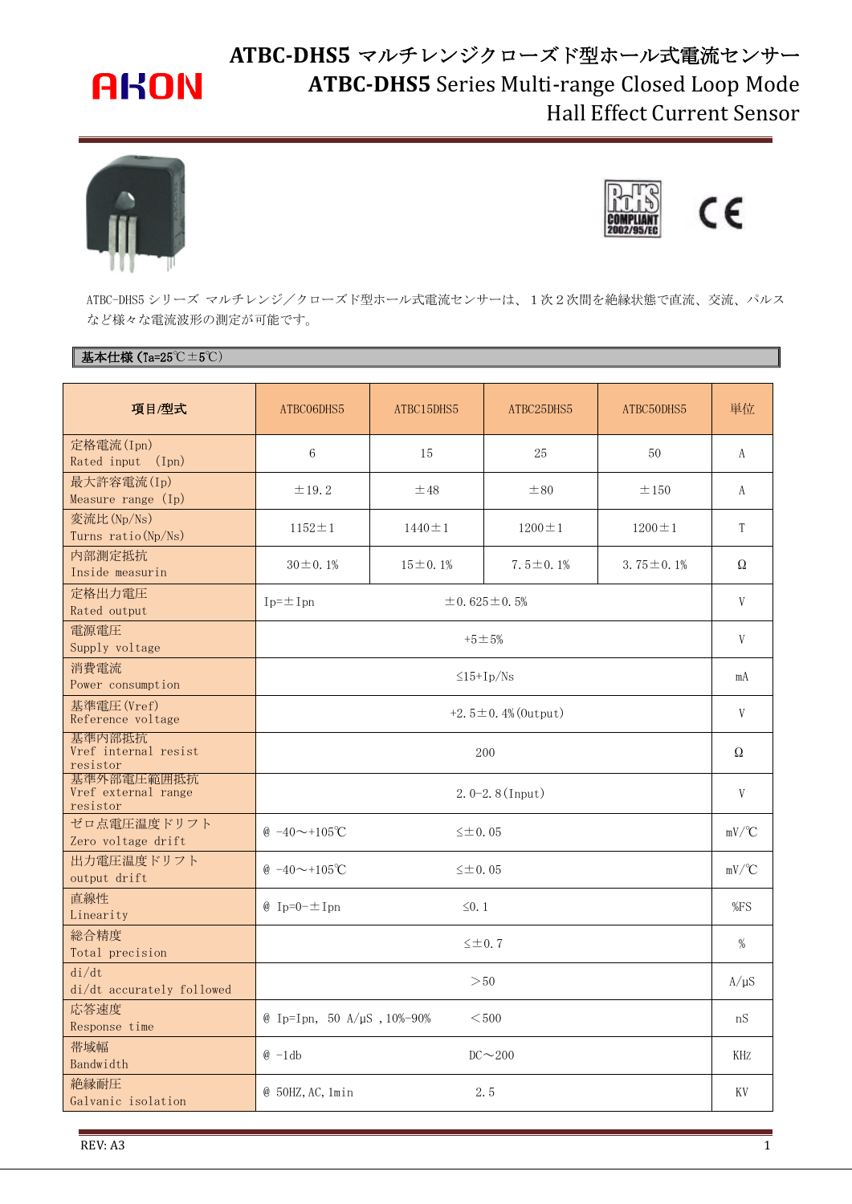# ATBC-DHS5 マルチレンジクローズド型ホール式電流センサー
# ATBC-DHS5 Series Multi-range Closed Loop Mode Hall Effect Current Sensor

ATBC-DHS5 シリーズ マルチレンジ／クローズド型ホール式電流センサーは、１次２次間を絶縁状態で直流、交流、パルスなど様々な電流波形の測定が可能です。

## 基本仕様（Ta=25℃±5℃）

| 項目/型式 | ATBC06DHS5 | ATBC15DHS5 | ATBC25DHS5 | ATBC50DHS5 | 単位 |
|---|---|---|---|---|---|
| 定格電流(Ipn) Rated input (Ipn) | 6 | 15 | 25 | 50 | A |
| 最大許容電流(Ip) Measure range (Ip) | ±19.2 | ±48 | ±80 | ±150 | A |
| 変流比(Np/Ns) Turns ratio(Np/Ns) | 1152±1 | 1440±1 | 1200±1 | 1200±1 | T |
| 内部測定抵抗 Inside measurin | 30±0.1% | 15±0.1% | 7.5±0.1% | 3.75±0.1% | Ω |
| 定格出力電圧 Rated output | Ip=±Ipn ±0.625±0.5% | | | | V |
| 電源電圧 Supply voltage | +5±5% | | | | V |
| 消費電流 Power consumption | ≤15+Ip/Ns | | | | mA |
| 基準電圧(Vref) Reference voltage | +2.5±0.4%(Output) | | | | V |
| 基準内部抵抗 Vref internal resist resistor | 200 | | | | Ω |
| 基準外部電圧範囲抵抗 Vref external range resistor | 2.0-2.8(Input) | | | | V |
| ゼロ点電圧温度ドリフト Zero voltage drift | @ -40～+105℃ ≤±0.05 | | | | mV/℃ |
| 出力電圧温度ドリフト output drift | @ -40～+105℃ ≤±0.05 | | | | mV/℃ |
| 直線性 Linearity | @ Ip=0-±Ipn ≤0.1 | | | | %FS |
| 総合精度 Total precision | ≤±0.7 | | | | % |
| di/dt di/dt accurately followed | ＞50 | | | | A/μS |
| 応答速度 Response time | @ Ip=Ipn, 50 A/μS, 10%-90% ＜500 | | | | nS |
| 帯域幅 Bandwidth | @ -1db DC～200 | | | | KHz |
| 絶縁耐圧 Galvanic isolation | @ 50HZ,AC,1min 2.5 | | | | KV |

REV: A3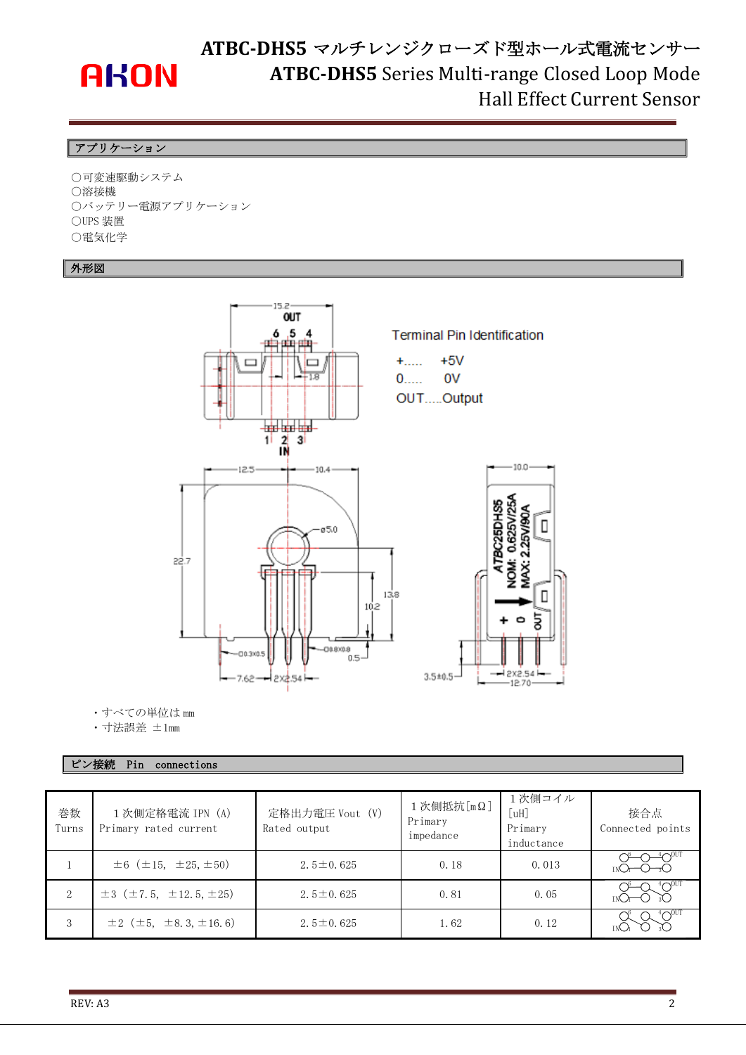# ATBC-DHS5 マルチレンジクローズド型ホール式電流センサー
# ATBC-DHS5 Series Multi-range Closed Loop Mode Hall Effect Current Sensor

## アプリケーション

〇可変速駆動システム
〇溶接機
〇バッテリー電源アプリケーション
〇UPS 装置
〇電気化学

## 外形図

Terminal Pin Identification

+..... +5V
0..... 0V
OUT.....Output

・すべての単位は mm
・寸法誤差 ±1mm

## ピン接続　Pin　connections

| 巻数 Turns | 1 次側定格電流 IPN（A） Primary rated current | 定格出力電圧 Vout（V） Rated output | 1 次側抵抗[mΩ] Primary impedance | 1 次側コイル [uH] Primary inductance | 接合点 Connected points |
|---|---|---|---|---|---|
| 1 | ±6（±15, ±25, ±50） | 2.5±0.625 | 0.18 | 0.013 | |
| 2 | ±3（±7.5, ±12.5, ±25） | 2.5±0.625 | 0.81 | 0.05 | |
| 3 | ±2（±5, ±8.3, ±16.6） | 2.5±0.625 | 1.62 | 0.12 | |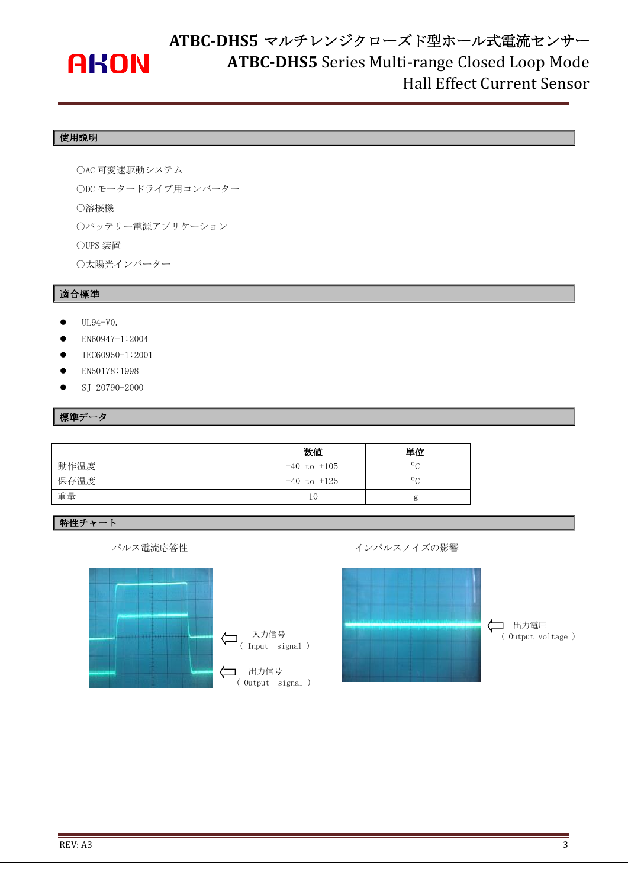## 使用説明

〇AC 可変速駆動システム

〇DC モーター ドライブ用コンバーター

〇溶接機

〇バッテリー電源アプリケーション

〇UPS 装置

〇太陽光インバーター

## 適合標準

- UL94-V0.
- EN60947-1:2004
- IEC60950-1:2001
- EN50178:1998
- SJ 20790-2000

## 標準データ

| | 数値 | 単位 |
|---|---|---|
| 動作温度 | -40 to +105 | $^{o}$C |
| 保存温度 | -40 to +125 | $^{o}$C |
| 重量 | 10 | g |

## 特性チャート

パルス電流応答性

入力信号 ( Input signal )

出力信号 ( Output signal )

インパルスノイズの影響

出力電圧 ( Output voltage )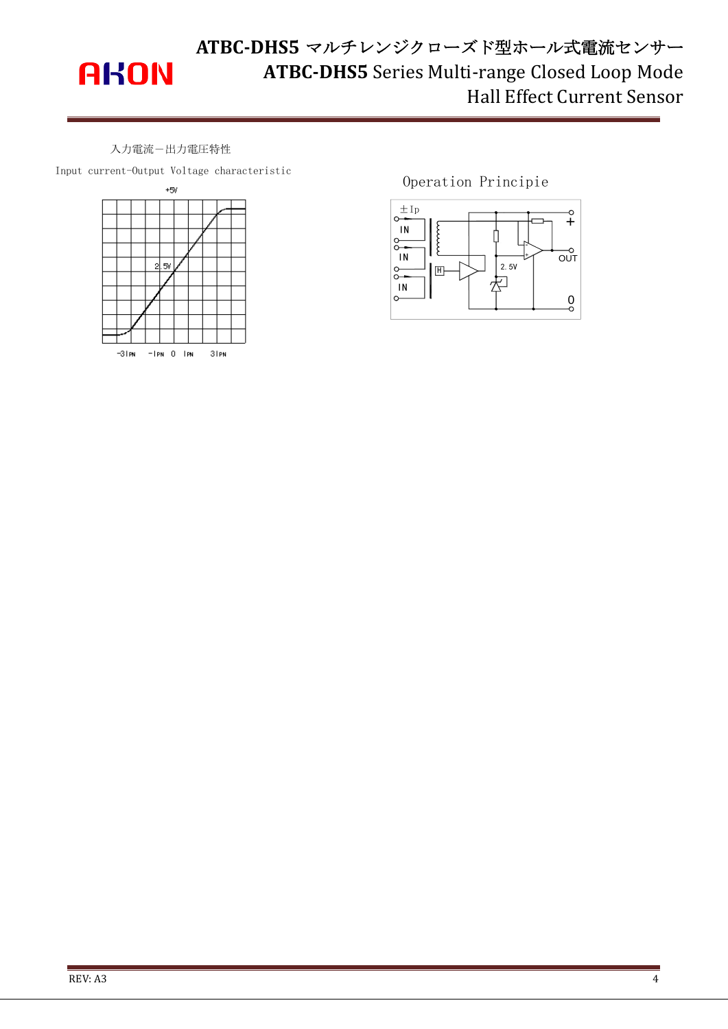入力電流－出力電圧特性

Input current-Output Voltage characteristic

+5V

2.5V

-3IPN -IPN 0 IPN 3IPN

Operation Principie

±Ip

IN

IN

IN

H

2.5V

+

OUT

0